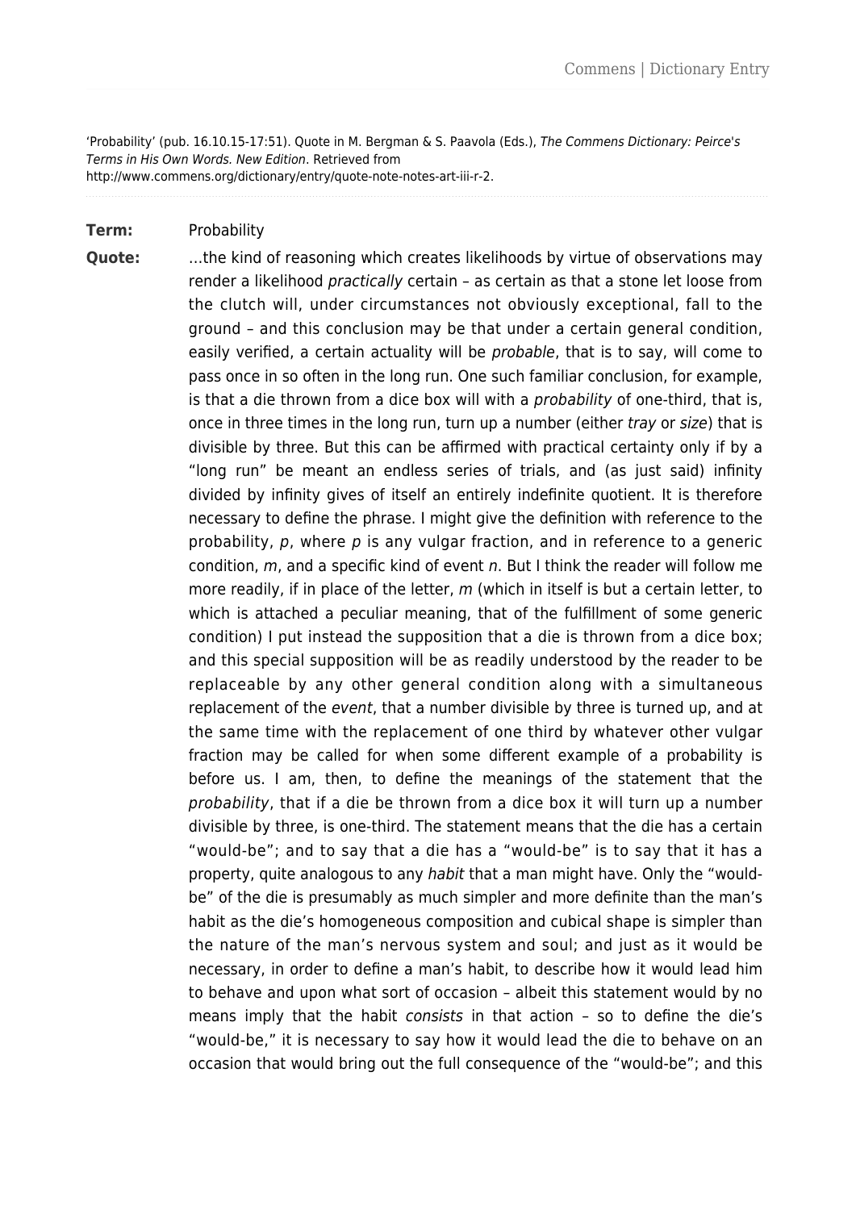'Probability' (pub. 16.10.15-17:51). Quote in M. Bergman & S. Paavola (Eds.), *The Commens Dictionary: Peirce's Terms in His Own Words. New Edition*. Retrieved from http://www.commens.org/dictionary/entry/quote-note-notes-art-iii-r-2.

**Term:** Probability

**Quote:** …the kind of reasoning which creates likelihoods by virtue of observations may render a likelihood *practically* certain – as certain as that a stone let loose from the clutch will, under circumstances not obviously exceptional, fall to the ground – and this conclusion may be that under a certain general condition, easily verified, a certain actuality will be *probable*, that is to say, will come to pass once in so often in the long run. One such familiar conclusion, for example, is that a die thrown from a dice box will with a *probability* of one-third, that is, once in three times in the long run, turn up a number (either *tray* or *size*) that is divisible by three. But this can be affirmed with practical certainty only if by a "long run" be meant an endless series of trials, and (as just said) infinity divided by infinity gives of itself an entirely indefinite quotient. It is therefore necessary to define the phrase. I might give the definition with reference to the probability, $p$, where $p$ is any vulgar fraction, and in reference to a generic condition, $m$, and a specific kind of event $n$. But I think the reader will follow me more readily, if in place of the letter, $m$ (which in itself is but a certain letter, to which is attached a peculiar meaning, that of the fulfillment of some generic condition) I put instead the supposition that a die is thrown from a dice box; and this special supposition will be as readily understood by the reader to be replaceable by any other general condition along with a simultaneous replacement of the *event*, that a number divisible by three is turned up, and at the same time with the replacement of one third by whatever other vulgar fraction may be called for when some different example of a probability is before us. I am, then, to define the meanings of the statement that the *probability*, that if a die be thrown from a dice box it will turn up a number divisible by three, is one-third. The statement means that the die has a certain "would-be"; and to say that a die has a "would-be" is to say that it has a property, quite analogous to any *habit* that a man might have. Only the "would-be" of the die is presumably as much simpler and more definite than the man's habit as the die's homogeneous composition and cubical shape is simpler than the nature of the man's nervous system and soul; and just as it would be necessary, in order to define a man's habit, to describe how it would lead him to behave and upon what sort of occasion – albeit this statement would by no means imply that the habit *consists* in that action – so to define the die's "would-be," it is necessary to say how it would lead the die to behave on an occasion that would bring out the full consequence of the "would-be"; and this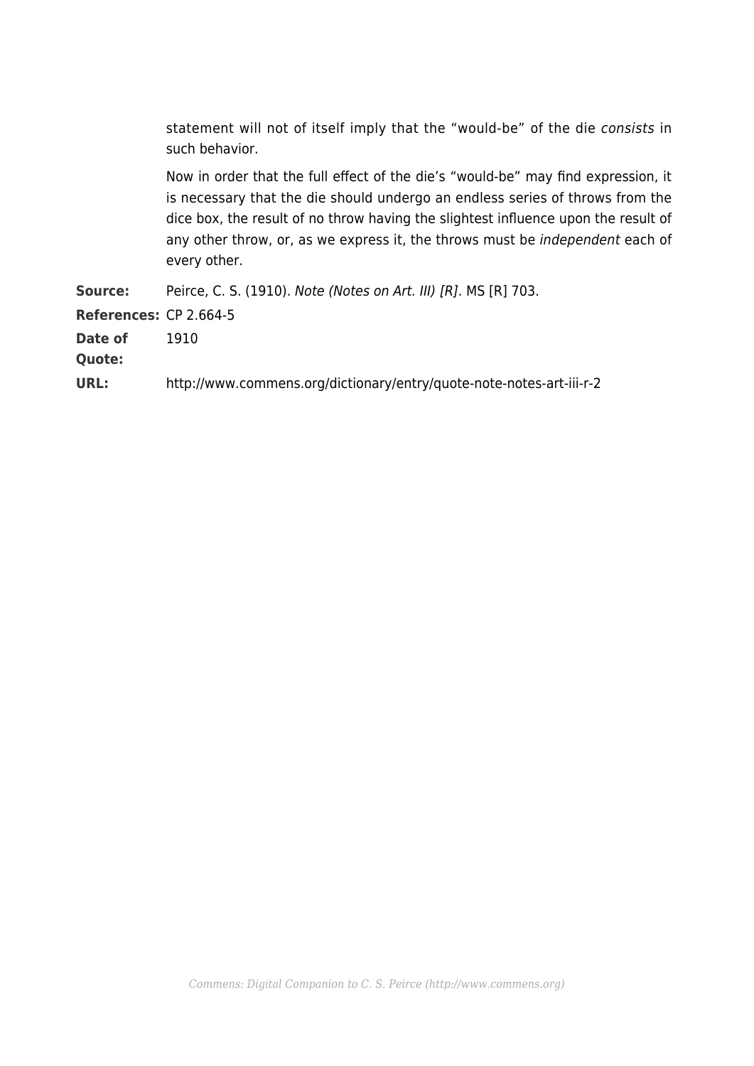statement will not of itself imply that the "would-be" of the die *consists* in such behavior.

Now in order that the full effect of the die's "would-be" may find expression, it is necessary that the die should undergo an endless series of throws from the dice box, the result of no throw having the slightest influence upon the result of any other throw, or, as we express it, the throws must be *independent* each of every other.

**Source:** Peirce, C. S. (1910). *Note (Notes on Art. III) [R]*. MS [R] 703.

**References:** CP 2.664-5

**Date of Quote:** 1910

**URL:** http://www.commens.org/dictionary/entry/quote-note-notes-art-iii-r-2